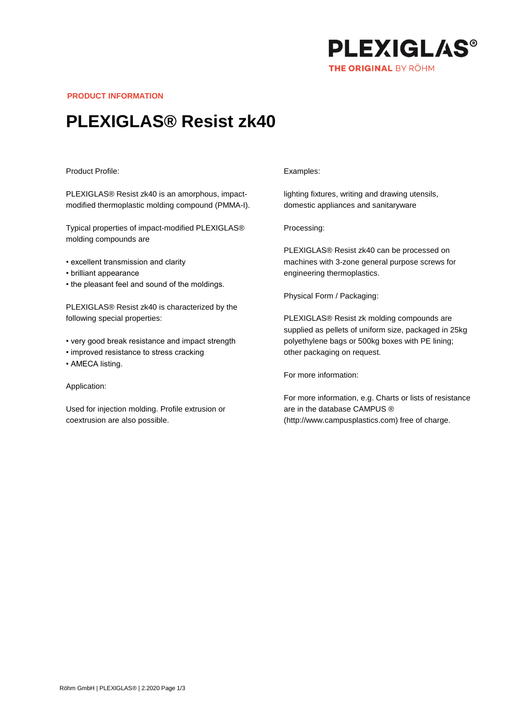PRODUCT INFORMATION

# PLEXIGLAS® Resist zk40

Product Profile:

PLEXIGLAS® Resist zk40 is an amorphous, impact-modified thermoplastic molding compound (PMMA-I).

Typical properties of impact-modified PLEXIGLAS® molding compounds are

- excellent transmission and clarity
- brilliant appearance
- the pleasant feel and sound of the moldings.

PLEXIGLAS® Resist zk40 is characterized by the following special properties:

- very good break resistance and impact strength
- improved resistance to stress cracking
- AMECA listing.

Application:

Used for injection molding. Profile extrusion or coextrusion are also possible.

Examples:

lighting fixtures, writing and drawing utensils, domestic appliances and sanitaryware

Processing:

PLEXIGLAS® Resist zk40 can be processed on machines with 3-zone general purpose screws for engineering thermoplastics.

Physical Form / Packaging:

PLEXIGLAS® Resist zk molding compounds are supplied as pellets of uniform size, packaged in 25kg polyethylene bags or 500kg boxes with PE lining; other packaging on request.

For more information:

For more information, e.g. Charts or lists of resistance are in the database CAMPUS ® (http://www.campusplastics.com) free of charge.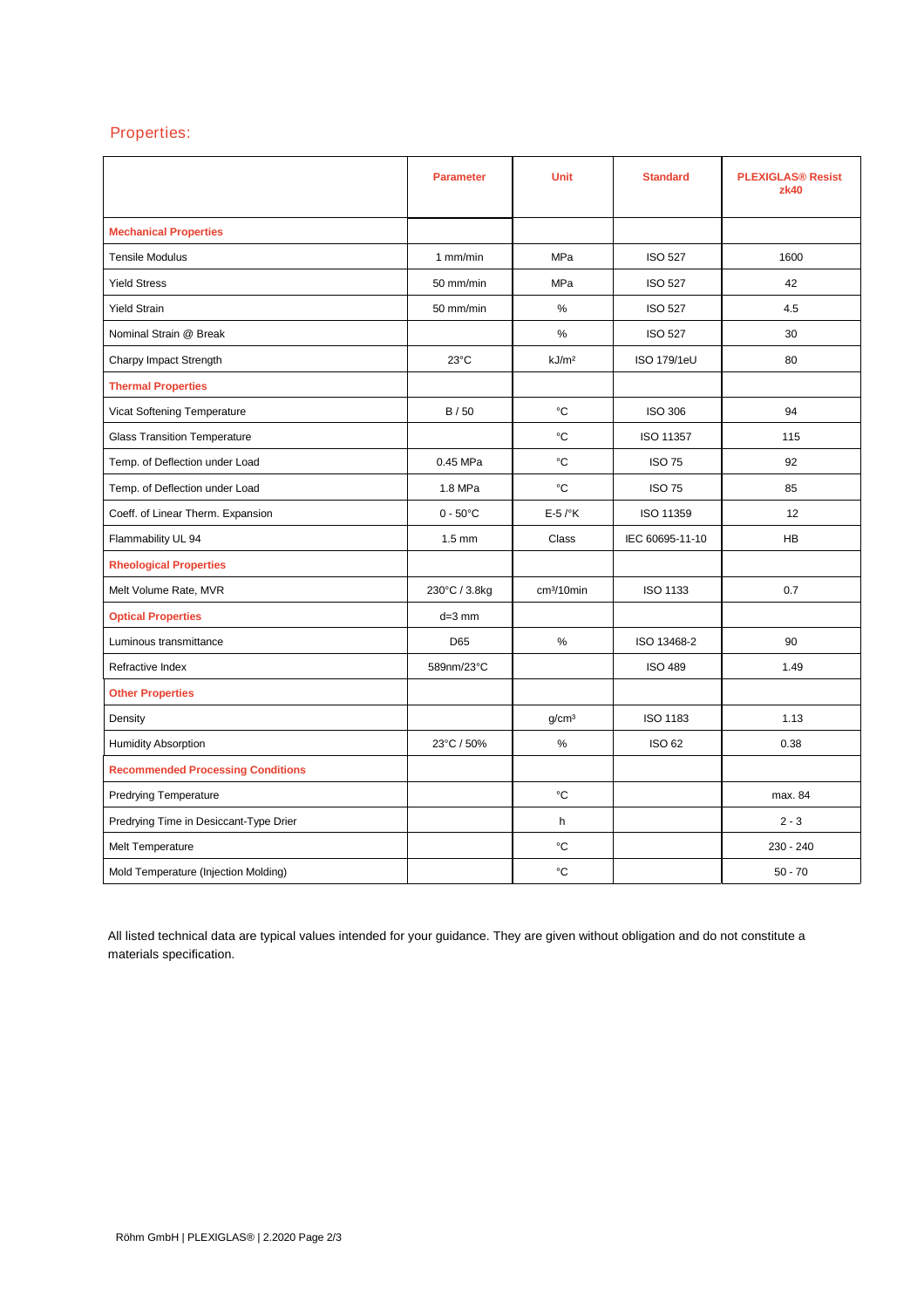## Properties:

| | Parameter | Unit | Standard | PLEXIGLAS® Resist zk40 |
|---|---|---|---|---|
| **Mechanical Properties** | | | | |
| Tensile Modulus | 1 mm/min | MPa | ISO 527 | 1600 |
| Yield Stress | 50 mm/min | MPa | ISO 527 | 42 |
| Yield Strain | 50 mm/min | % | ISO 527 | 4.5 |
| Nominal Strain @ Break | | % | ISO 527 | 30 |
| Charpy Impact Strength | 23°C | kJ/m² | ISO 179/1eU | 80 |
| **Thermal Properties** | | | | |
| Vicat Softening Temperature | B / 50 | °C | ISO 306 | 94 |
| Glass Transition Temperature | | °C | ISO 11357 | 115 |
| Temp. of Deflection under Load | 0.45 MPa | °C | ISO 75 | 92 |
| Temp. of Deflection under Load | 1.8 MPa | °C | ISO 75 | 85 |
| Coeff. of Linear Therm. Expansion | 0 - 50°C | E-5 /°K | ISO 11359 | 12 |
| Flammability UL 94 | 1.5 mm | Class | IEC 60695-11-10 | HB |
| **Rheological Properties** | | | | |
| Melt Volume Rate, MVR | 230°C / 3.8kg | cm³/10min | ISO 1133 | 0.7 |
| **Optical Properties** | d=3 mm | | | |
| Luminous transmittance | D65 | % | ISO 13468-2 | 90 |
| Refractive Index | 589nm/23°C | | ISO 489 | 1.49 |
| **Other Properties** | | | | |
| Density | | g/cm³ | ISO 1183 | 1.13 |
| Humidity Absorption | 23°C / 50% | % | ISO 62 | 0.38 |
| **Recommended Processing Conditions** | | | | |
| Predrying Temperature | | °C | | max. 84 |
| Predrying Time in Desiccant-Type Drier | | h | | 2 - 3 |
| Melt Temperature | | °C | | 230 - 240 |
| Mold Temperature (Injection Molding) | | °C | | 50 - 70 |

All listed technical data are typical values intended for your guidance. They are given without obligation and do not constitute a materials specification.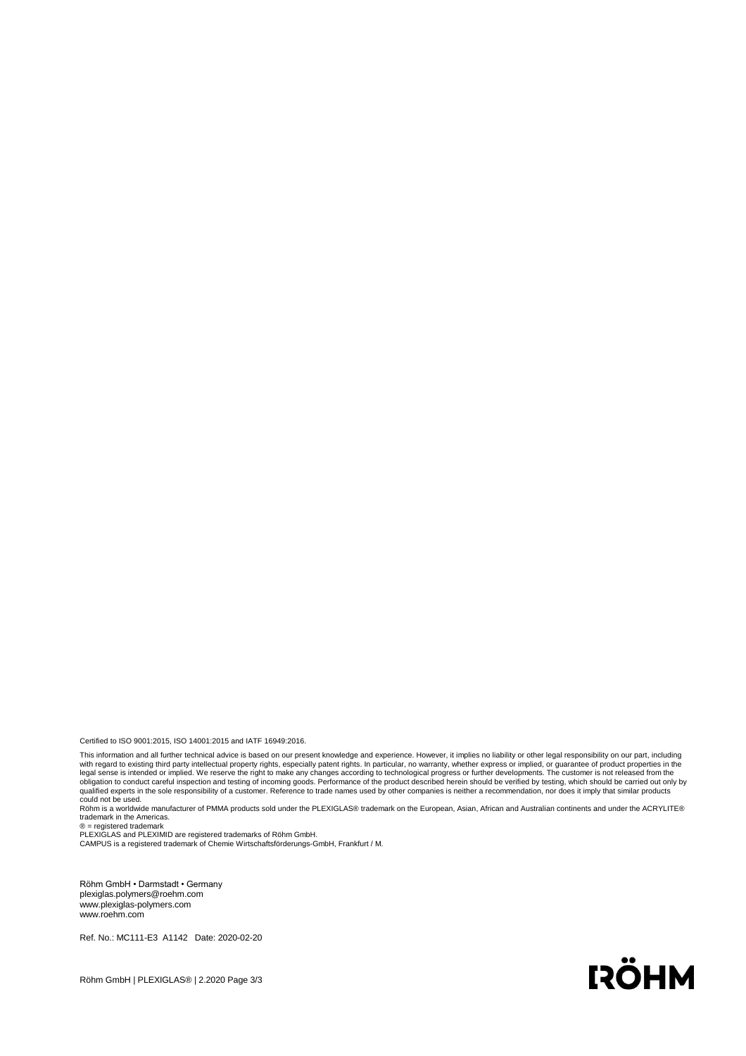Certified to ISO 9001:2015, ISO 14001:2015 and IATF 16949:2016.

This information and all further technical advice is based on our present knowledge and experience. However, it implies no liability or other legal responsibility on our part, including with regard to existing third party intellectual property rights, especially patent rights. In particular, no warranty, whether express or implied, or guarantee of product properties in the legal sense is intended or implied. We reserve the right to make any changes according to technological progress or further developments. The customer is not released from the obligation to conduct careful inspection and testing of incoming goods. Performance of the product described herein should be verified by testing, which should be carried out only by qualified experts in the sole responsibility of a customer. Reference to trade names used by other companies is neither a recommendation, nor does it imply that similar products could not be used.
Röhm is a worldwide manufacturer of PMMA products sold under the PLEXIGLAS® trademark on the European, Asian, African and Australian continents and under the ACRYLITE® trademark in the Americas.
® = registered trademark
PLEXIGLAS and PLEXIMID are registered trademarks of Röhm GmbH.
CAMPUS is a registered trademark of Chemie Wirtschaftsförderungs-GmbH, Frankfurt / M.

Röhm GmbH • Darmstadt • Germany
plexiglas.polymers@roehm.com
www.plexiglas-polymers.com
www.roehm.com

Ref. No.: MC111-E3 A1142 Date: 2020-02-20

RÖHM